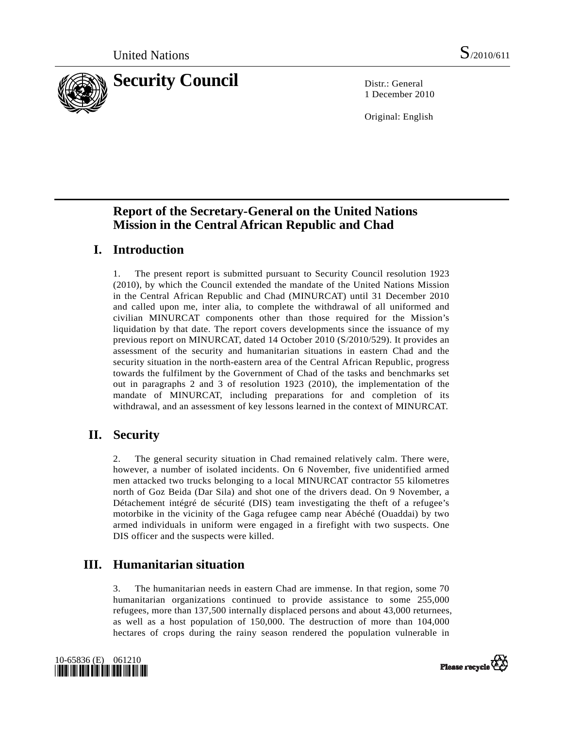United Nations S/2010/611

# Security Council

Distr.: General
1 December 2010

Original: English

## Report of the Secretary-General on the United Nations Mission in the Central African Republic and Chad

## I. Introduction

1. The present report is submitted pursuant to Security Council resolution 1923 (2010), by which the Council extended the mandate of the United Nations Mission in the Central African Republic and Chad (MINURCAT) until 31 December 2010 and called upon me, inter alia, to complete the withdrawal of all uniformed and civilian MINURCAT components other than those required for the Mission's liquidation by that date. The report covers developments since the issuance of my previous report on MINURCAT, dated 14 October 2010 (S/2010/529). It provides an assessment of the security and humanitarian situations in eastern Chad and the security situation in the north-eastern area of the Central African Republic, progress towards the fulfilment by the Government of Chad of the tasks and benchmarks set out in paragraphs 2 and 3 of resolution 1923 (2010), the implementation of the mandate of MINURCAT, including preparations for and completion of its withdrawal, and an assessment of key lessons learned in the context of MINURCAT.

## II. Security

2. The general security situation in Chad remained relatively calm. There were, however, a number of isolated incidents. On 6 November, five unidentified armed men attacked two trucks belonging to a local MINURCAT contractor 55 kilometres north of Goz Beida (Dar Sila) and shot one of the drivers dead. On 9 November, a Détachement intégré de sécurité (DIS) team investigating the theft of a refugee's motorbike in the vicinity of the Gaga refugee camp near Abéché (Ouaddai) by two armed individuals in uniform were engaged in a firefight with two suspects. One DIS officer and the suspects were killed.

## III. Humanitarian situation

3. The humanitarian needs in eastern Chad are immense. In that region, some 70 humanitarian organizations continued to provide assistance to some 255,000 refugees, more than 137,500 internally displaced persons and about 43,000 returnees, as well as a host population of 150,000. The destruction of more than 104,000 hectares of crops during the rainy season rendered the population vulnerable in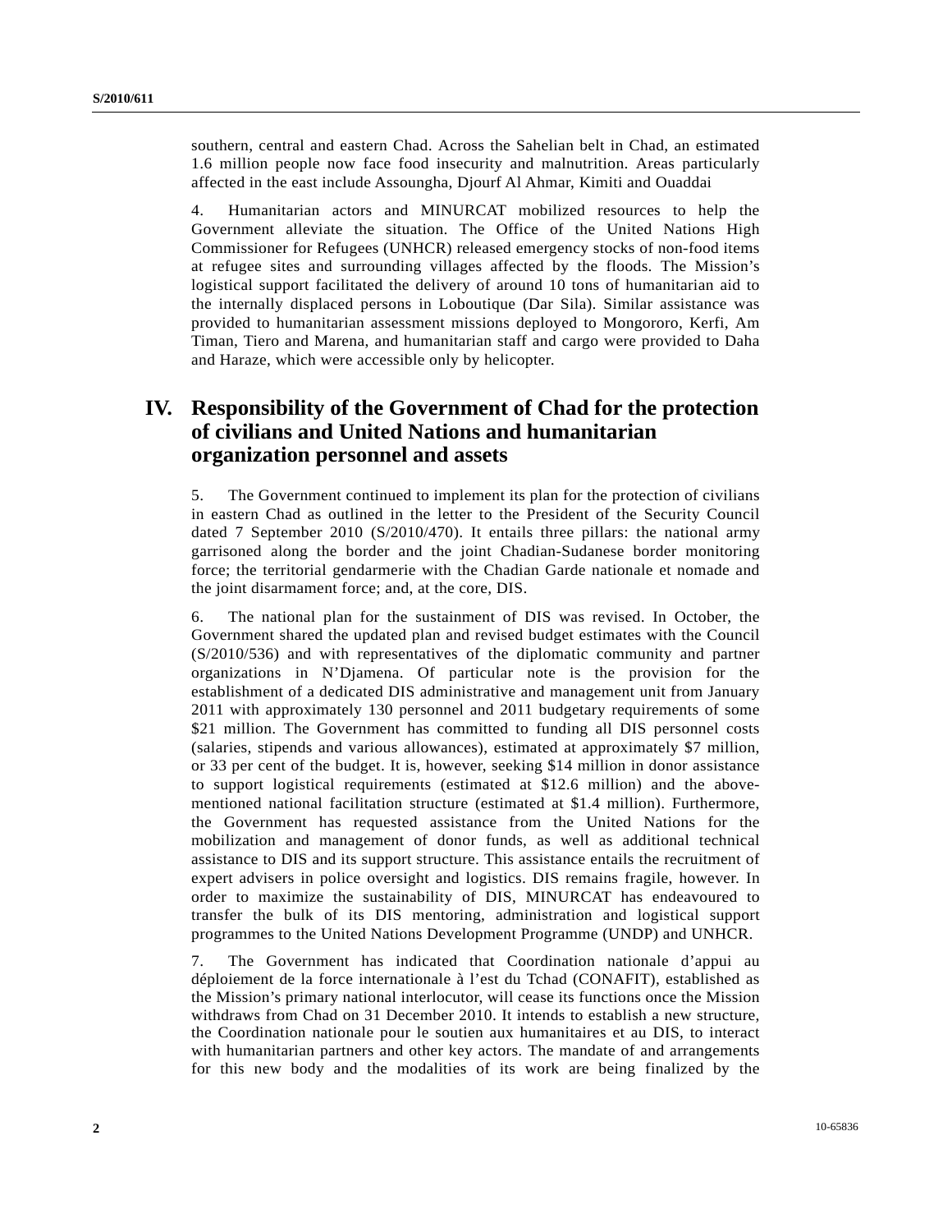southern, central and eastern Chad. Across the Sahelian belt in Chad, an estimated 1.6 million people now face food insecurity and malnutrition. Areas particularly affected in the east include Assoungha, Djourf Al Ahmar, Kimiti and Ouaddai

4. Humanitarian actors and MINURCAT mobilized resources to help the Government alleviate the situation. The Office of the United Nations High Commissioner for Refugees (UNHCR) released emergency stocks of non-food items at refugee sites and surrounding villages affected by the floods. The Mission's logistical support facilitated the delivery of around 10 tons of humanitarian aid to the internally displaced persons in Loboutique (Dar Sila). Similar assistance was provided to humanitarian assessment missions deployed to Mongororo, Kerfi, Am Timan, Tiero and Marena, and humanitarian staff and cargo were provided to Daha and Haraze, which were accessible only by helicopter.

# IV. Responsibility of the Government of Chad for the protection of civilians and United Nations and humanitarian organization personnel and assets

5. The Government continued to implement its plan for the protection of civilians in eastern Chad as outlined in the letter to the President of the Security Council dated 7 September 2010 (S/2010/470). It entails three pillars: the national army garrisoned along the border and the joint Chadian-Sudanese border monitoring force; the territorial gendarmerie with the Chadian Garde nationale et nomade and the joint disarmament force; and, at the core, DIS.

6. The national plan for the sustainment of DIS was revised. In October, the Government shared the updated plan and revised budget estimates with the Council (S/2010/536) and with representatives of the diplomatic community and partner organizations in N'Djamena. Of particular note is the provision for the establishment of a dedicated DIS administrative and management unit from January 2011 with approximately 130 personnel and 2011 budgetary requirements of some \$21 million. The Government has committed to funding all DIS personnel costs (salaries, stipends and various allowances), estimated at approximately \$7 million, or 33 per cent of the budget. It is, however, seeking \$14 million in donor assistance to support logistical requirements (estimated at \$12.6 million) and the above-mentioned national facilitation structure (estimated at \$1.4 million). Furthermore, the Government has requested assistance from the United Nations for the mobilization and management of donor funds, as well as additional technical assistance to DIS and its support structure. This assistance entails the recruitment of expert advisers in police oversight and logistics. DIS remains fragile, however. In order to maximize the sustainability of DIS, MINURCAT has endeavoured to transfer the bulk of its DIS mentoring, administration and logistical support programmes to the United Nations Development Programme (UNDP) and UNHCR.

7. The Government has indicated that Coordination nationale d'appui au déploiement de la force internationale à l'est du Tchad (CONAFIT), established as the Mission's primary national interlocutor, will cease its functions once the Mission withdraws from Chad on 31 December 2010. It intends to establish a new structure, the Coordination nationale pour le soutien aux humanitaires et au DIS, to interact with humanitarian partners and other key actors. The mandate of and arrangements for this new body and the modalities of its work are being finalized by the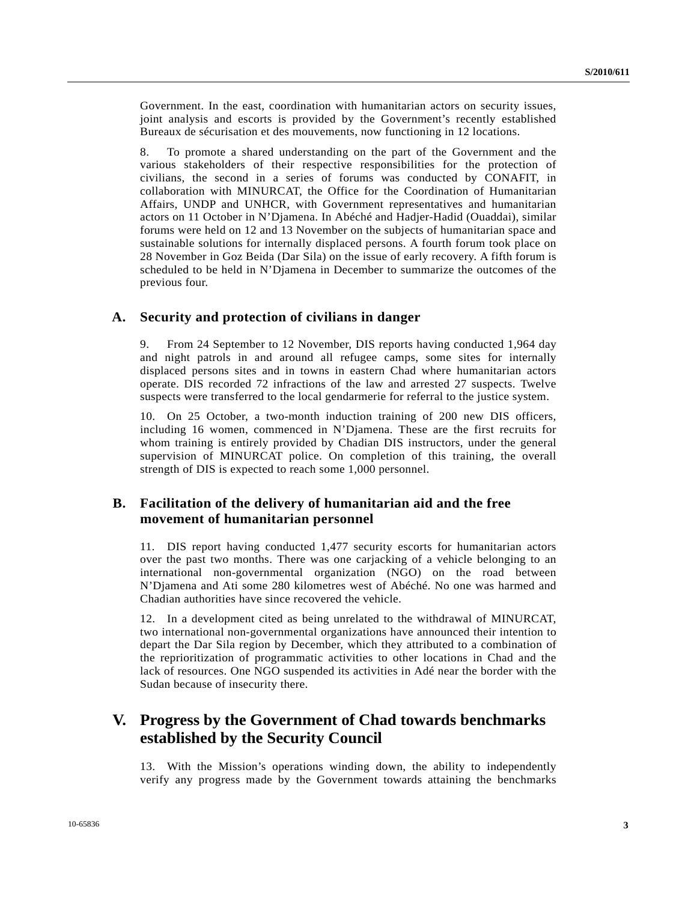Government. In the east, coordination with humanitarian actors on security issues, joint analysis and escorts is provided by the Government's recently established Bureaux de sécurisation et des mouvements, now functioning in 12 locations.

8. To promote a shared understanding on the part of the Government and the various stakeholders of their respective responsibilities for the protection of civilians, the second in a series of forums was conducted by CONAFIT, in collaboration with MINURCAT, the Office for the Coordination of Humanitarian Affairs, UNDP and UNHCR, with Government representatives and humanitarian actors on 11 October in N'Djamena. In Abéché and Hadjer-Hadid (Ouaddai), similar forums were held on 12 and 13 November on the subjects of humanitarian space and sustainable solutions for internally displaced persons. A fourth forum took place on 28 November in Goz Beida (Dar Sila) on the issue of early recovery. A fifth forum is scheduled to be held in N'Djamena in December to summarize the outcomes of the previous four.

### A. Security and protection of civilians in danger

9. From 24 September to 12 November, DIS reports having conducted 1,964 day and night patrols in and around all refugee camps, some sites for internally displaced persons sites and in towns in eastern Chad where humanitarian actors operate. DIS recorded 72 infractions of the law and arrested 27 suspects. Twelve suspects were transferred to the local gendarmerie for referral to the justice system.

10. On 25 October, a two-month induction training of 200 new DIS officers, including 16 women, commenced in N'Djamena. These are the first recruits for whom training is entirely provided by Chadian DIS instructors, under the general supervision of MINURCAT police. On completion of this training, the overall strength of DIS is expected to reach some 1,000 personnel.

### B. Facilitation of the delivery of humanitarian aid and the free movement of humanitarian personnel

11. DIS report having conducted 1,477 security escorts for humanitarian actors over the past two months. There was one carjacking of a vehicle belonging to an international non-governmental organization (NGO) on the road between N'Djamena and Ati some 280 kilometres west of Abéché. No one was harmed and Chadian authorities have since recovered the vehicle.

12. In a development cited as being unrelated to the withdrawal of MINURCAT, two international non-governmental organizations have announced their intention to depart the Dar Sila region by December, which they attributed to a combination of the reprioritization of programmatic activities to other locations in Chad and the lack of resources. One NGO suspended its activities in Adé near the border with the Sudan because of insecurity there.

## V. Progress by the Government of Chad towards benchmarks established by the Security Council

13. With the Mission's operations winding down, the ability to independently verify any progress made by the Government towards attaining the benchmarks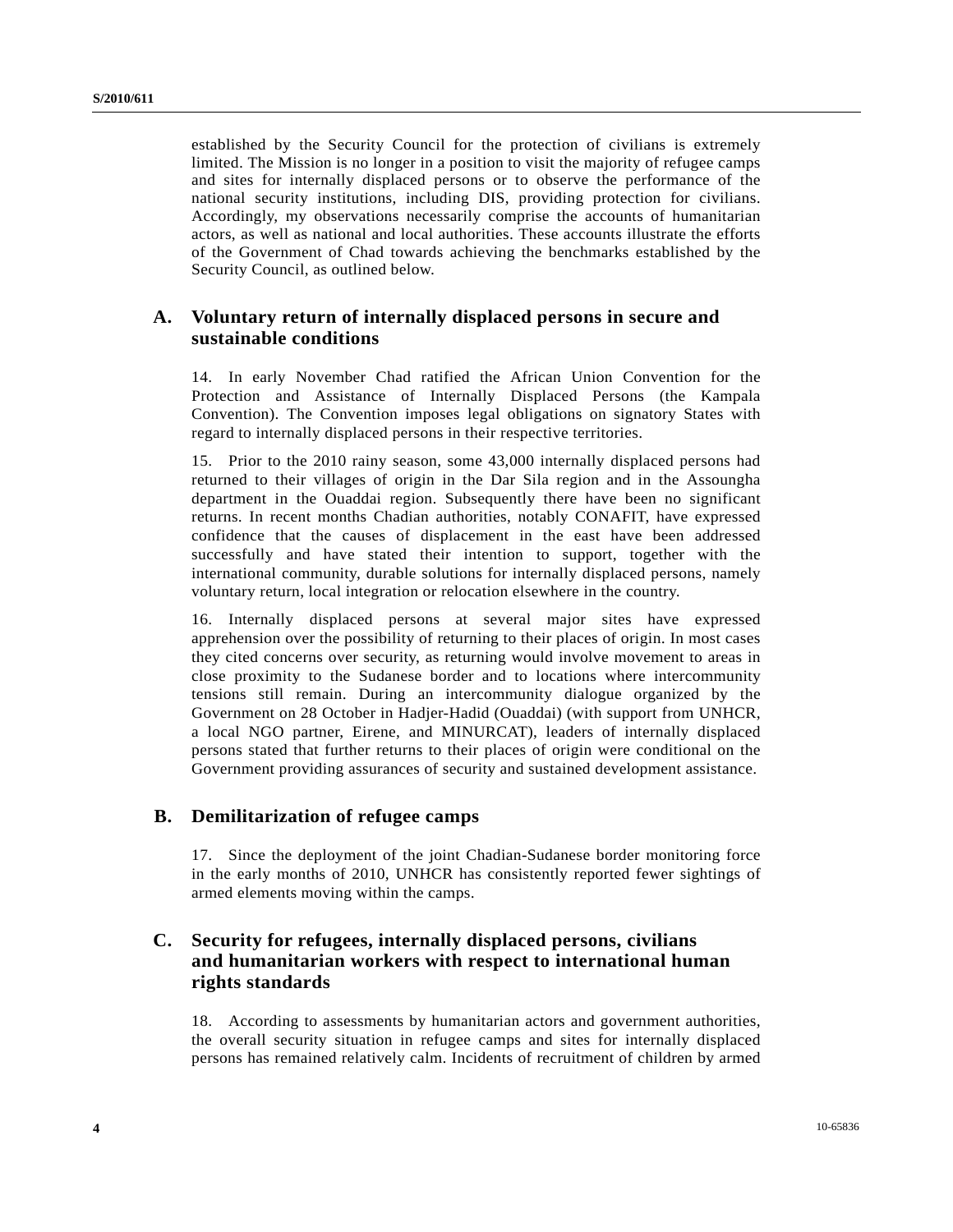established by the Security Council for the protection of civilians is extremely limited. The Mission is no longer in a position to visit the majority of refugee camps and sites for internally displaced persons or to observe the performance of the national security institutions, including DIS, providing protection for civilians. Accordingly, my observations necessarily comprise the accounts of humanitarian actors, as well as national and local authorities. These accounts illustrate the efforts of the Government of Chad towards achieving the benchmarks established by the Security Council, as outlined below.

## A. Voluntary return of internally displaced persons in secure and sustainable conditions

14. In early November Chad ratified the African Union Convention for the Protection and Assistance of Internally Displaced Persons (the Kampala Convention). The Convention imposes legal obligations on signatory States with regard to internally displaced persons in their respective territories.

15. Prior to the 2010 rainy season, some 43,000 internally displaced persons had returned to their villages of origin in the Dar Sila region and in the Assoungha department in the Ouaddai region. Subsequently there have been no significant returns. In recent months Chadian authorities, notably CONAFIT, have expressed confidence that the causes of displacement in the east have been addressed successfully and have stated their intention to support, together with the international community, durable solutions for internally displaced persons, namely voluntary return, local integration or relocation elsewhere in the country.

16. Internally displaced persons at several major sites have expressed apprehension over the possibility of returning to their places of origin. In most cases they cited concerns over security, as returning would involve movement to areas in close proximity to the Sudanese border and to locations where intercommunity tensions still remain. During an intercommunity dialogue organized by the Government on 28 October in Hadjer-Hadid (Ouaddai) (with support from UNHCR, a local NGO partner, Eirene, and MINURCAT), leaders of internally displaced persons stated that further returns to their places of origin were conditional on the Government providing assurances of security and sustained development assistance.

## B. Demilitarization of refugee camps

17. Since the deployment of the joint Chadian-Sudanese border monitoring force in the early months of 2010, UNHCR has consistently reported fewer sightings of armed elements moving within the camps.

## C. Security for refugees, internally displaced persons, civilians and humanitarian workers with respect to international human rights standards

18. According to assessments by humanitarian actors and government authorities, the overall security situation in refugee camps and sites for internally displaced persons has remained relatively calm. Incidents of recruitment of children by armed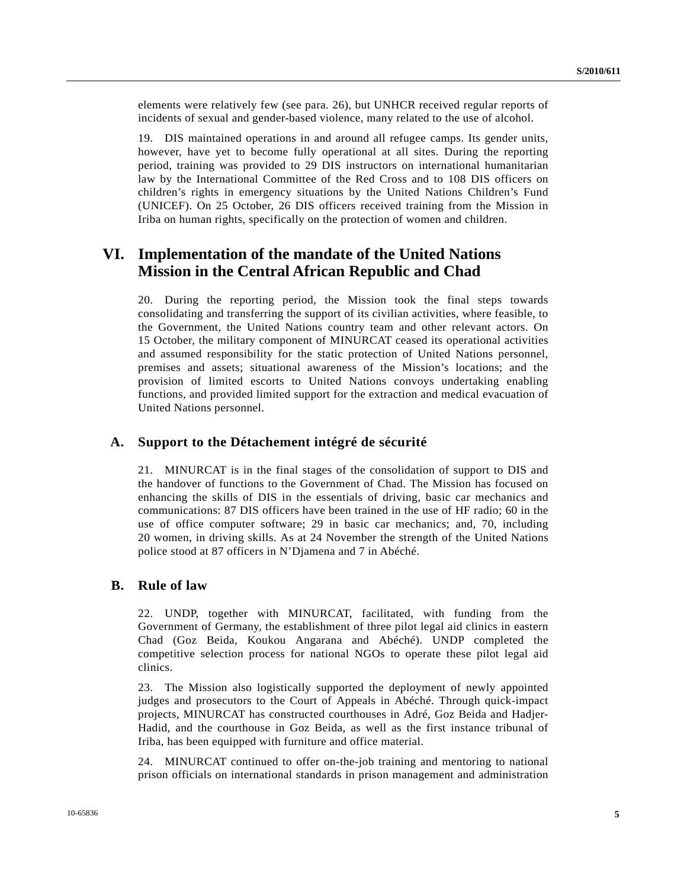elements were relatively few (see para. 26), but UNHCR received regular reports of incidents of sexual and gender-based violence, many related to the use of alcohol.

19. DIS maintained operations in and around all refugee camps. Its gender units, however, have yet to become fully operational at all sites. During the reporting period, training was provided to 29 DIS instructors on international humanitarian law by the International Committee of the Red Cross and to 108 DIS officers on children's rights in emergency situations by the United Nations Children's Fund (UNICEF). On 25 October, 26 DIS officers received training from the Mission in Iriba on human rights, specifically on the protection of women and children.

# VI. Implementation of the mandate of the United Nations Mission in the Central African Republic and Chad

20. During the reporting period, the Mission took the final steps towards consolidating and transferring the support of its civilian activities, where feasible, to the Government, the United Nations country team and other relevant actors. On 15 October, the military component of MINURCAT ceased its operational activities and assumed responsibility for the static protection of United Nations personnel, premises and assets; situational awareness of the Mission's locations; and the provision of limited escorts to United Nations convoys undertaking enabling functions, and provided limited support for the extraction and medical evacuation of United Nations personnel.

## A. Support to the Détachement intégré de sécurité

21. MINURCAT is in the final stages of the consolidation of support to DIS and the handover of functions to the Government of Chad. The Mission has focused on enhancing the skills of DIS in the essentials of driving, basic car mechanics and communications: 87 DIS officers have been trained in the use of HF radio; 60 in the use of office computer software; 29 in basic car mechanics; and, 70, including 20 women, in driving skills. As at 24 November the strength of the United Nations police stood at 87 officers in N'Djamena and 7 in Abéché.

## B. Rule of law

22. UNDP, together with MINURCAT, facilitated, with funding from the Government of Germany, the establishment of three pilot legal aid clinics in eastern Chad (Goz Beida, Koukou Angarana and Abéché). UNDP completed the competitive selection process for national NGOs to operate these pilot legal aid clinics.

23. The Mission also logistically supported the deployment of newly appointed judges and prosecutors to the Court of Appeals in Abéché. Through quick-impact projects, MINURCAT has constructed courthouses in Adré, Goz Beida and Hadjer-Hadid, and the courthouse in Goz Beida, as well as the first instance tribunal of Iriba, has been equipped with furniture and office material.

24. MINURCAT continued to offer on-the-job training and mentoring to national prison officials on international standards in prison management and administration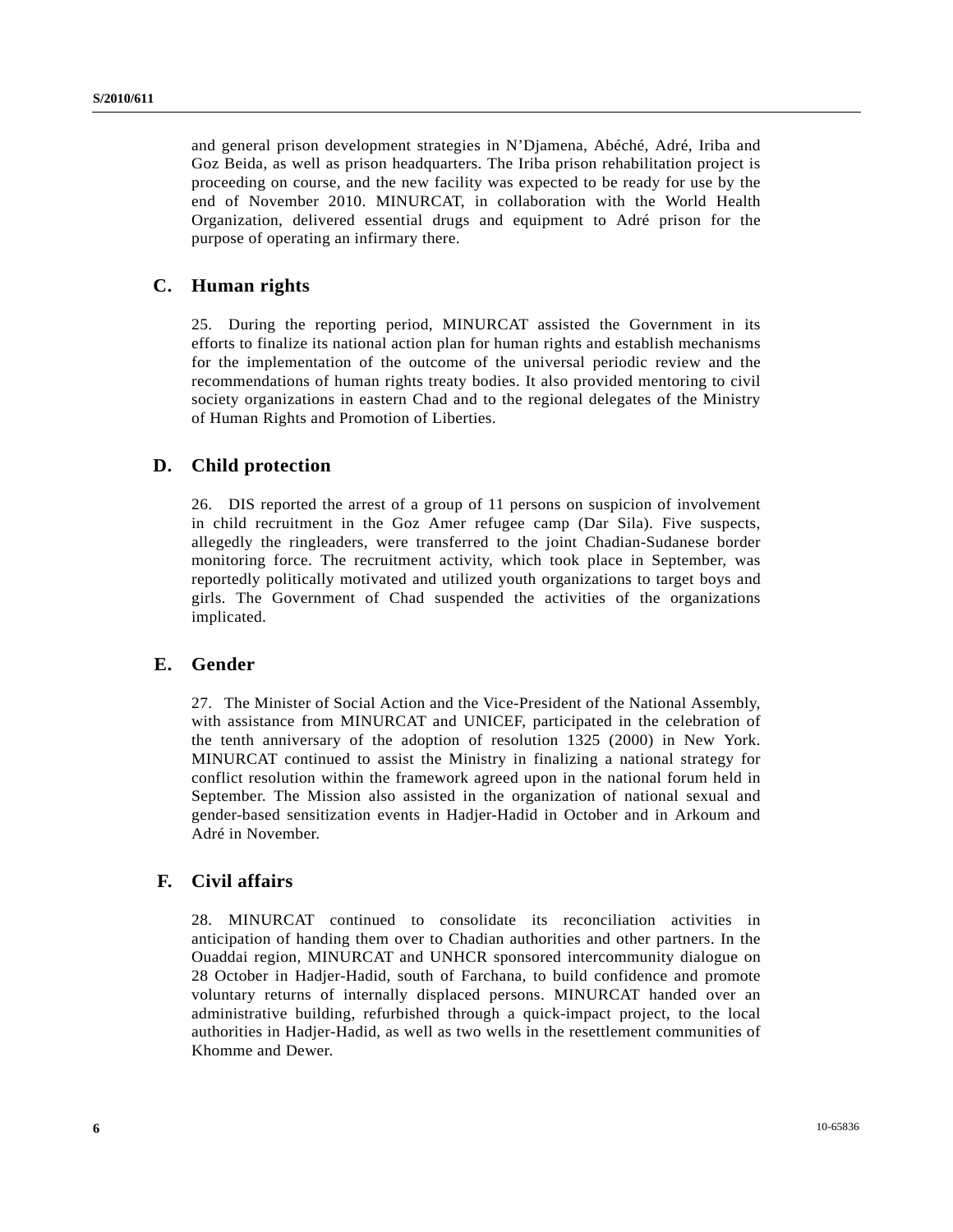and general prison development strategies in N'Djamena, Abéché, Adré, Iriba and Goz Beida, as well as prison headquarters. The Iriba prison rehabilitation project is proceeding on course, and the new facility was expected to be ready for use by the end of November 2010. MINURCAT, in collaboration with the World Health Organization, delivered essential drugs and equipment to Adré prison for the purpose of operating an infirmary there.

## C. Human rights

25. During the reporting period, MINURCAT assisted the Government in its efforts to finalize its national action plan for human rights and establish mechanisms for the implementation of the outcome of the universal periodic review and the recommendations of human rights treaty bodies. It also provided mentoring to civil society organizations in eastern Chad and to the regional delegates of the Ministry of Human Rights and Promotion of Liberties.

## D. Child protection

26. DIS reported the arrest of a group of 11 persons on suspicion of involvement in child recruitment in the Goz Amer refugee camp (Dar Sila). Five suspects, allegedly the ringleaders, were transferred to the joint Chadian-Sudanese border monitoring force. The recruitment activity, which took place in September, was reportedly politically motivated and utilized youth organizations to target boys and girls. The Government of Chad suspended the activities of the organizations implicated.

## E. Gender

27. The Minister of Social Action and the Vice-President of the National Assembly, with assistance from MINURCAT and UNICEF, participated in the celebration of the tenth anniversary of the adoption of resolution 1325 (2000) in New York. MINURCAT continued to assist the Ministry in finalizing a national strategy for conflict resolution within the framework agreed upon in the national forum held in September. The Mission also assisted in the organization of national sexual and gender-based sensitization events in Hadjer-Hadid in October and in Arkoum and Adré in November.

## F. Civil affairs

28. MINURCAT continued to consolidate its reconciliation activities in anticipation of handing them over to Chadian authorities and other partners. In the Ouaddai region, MINURCAT and UNHCR sponsored intercommunity dialogue on 28 October in Hadjer-Hadid, south of Farchana, to build confidence and promote voluntary returns of internally displaced persons. MINURCAT handed over an administrative building, refurbished through a quick-impact project, to the local authorities in Hadjer-Hadid, as well as two wells in the resettlement communities of Khomme and Dewer.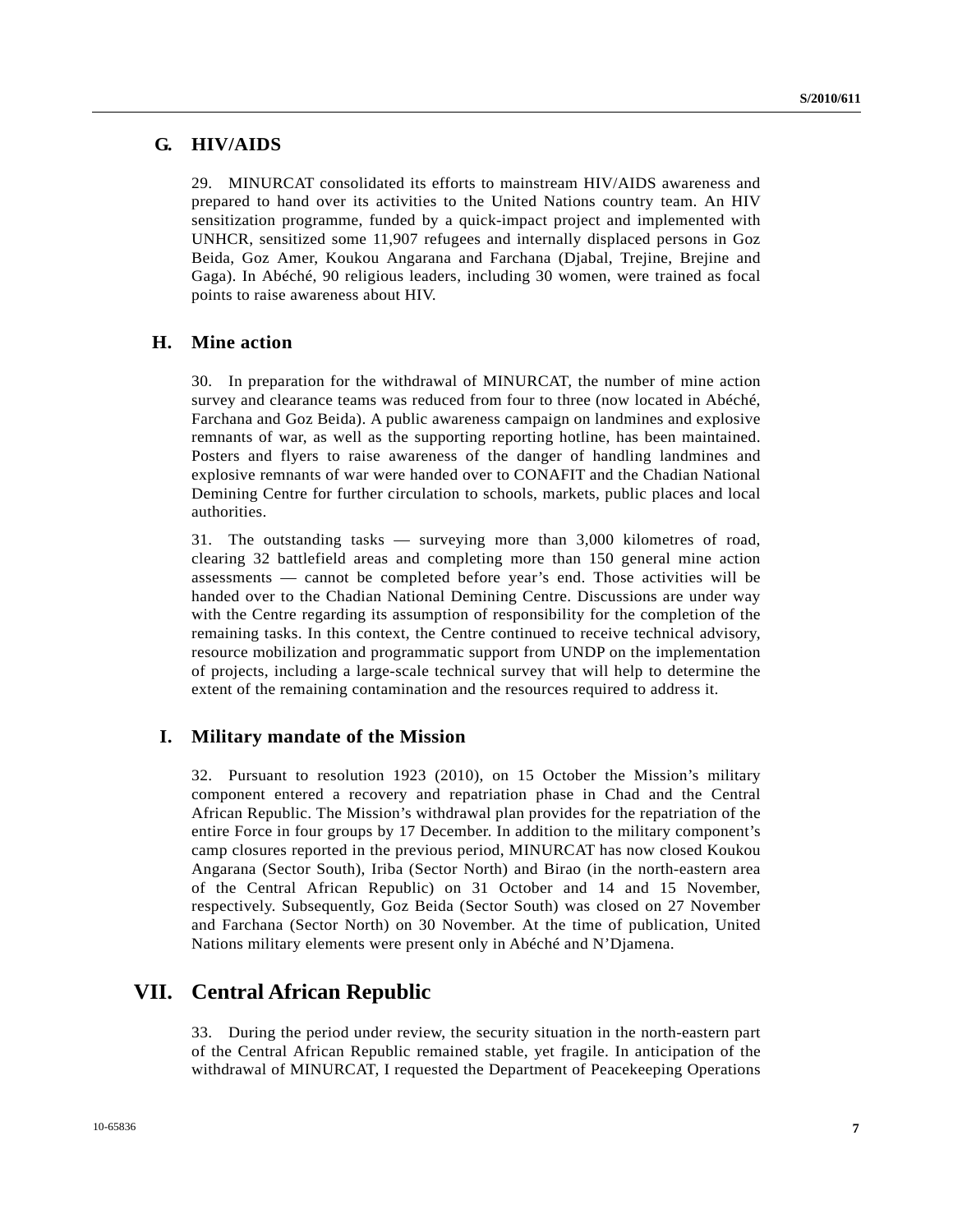### G. HIV/AIDS

29. MINURCAT consolidated its efforts to mainstream HIV/AIDS awareness and prepared to hand over its activities to the United Nations country team. An HIV sensitization programme, funded by a quick-impact project and implemented with UNHCR, sensitized some 11,907 refugees and internally displaced persons in Goz Beida, Goz Amer, Koukou Angarana and Farchana (Djabal, Trejine, Brejine and Gaga). In Abéché, 90 religious leaders, including 30 women, were trained as focal points to raise awareness about HIV.

### H. Mine action

30. In preparation for the withdrawal of MINURCAT, the number of mine action survey and clearance teams was reduced from four to three (now located in Abéché, Farchana and Goz Beida). A public awareness campaign on landmines and explosive remnants of war, as well as the supporting reporting hotline, has been maintained. Posters and flyers to raise awareness of the danger of handling landmines and explosive remnants of war were handed over to CONAFIT and the Chadian National Demining Centre for further circulation to schools, markets, public places and local authorities.

31. The outstanding tasks — surveying more than 3,000 kilometres of road, clearing 32 battlefield areas and completing more than 150 general mine action assessments — cannot be completed before year's end. Those activities will be handed over to the Chadian National Demining Centre. Discussions are under way with the Centre regarding its assumption of responsibility for the completion of the remaining tasks. In this context, the Centre continued to receive technical advisory, resource mobilization and programmatic support from UNDP on the implementation of projects, including a large-scale technical survey that will help to determine the extent of the remaining contamination and the resources required to address it.

### I. Military mandate of the Mission

32. Pursuant to resolution 1923 (2010), on 15 October the Mission's military component entered a recovery and repatriation phase in Chad and the Central African Republic. The Mission's withdrawal plan provides for the repatriation of the entire Force in four groups by 17 December. In addition to the military component's camp closures reported in the previous period, MINURCAT has now closed Koukou Angarana (Sector South), Iriba (Sector North) and Birao (in the north-eastern area of the Central African Republic) on 31 October and 14 and 15 November, respectively. Subsequently, Goz Beida (Sector South) was closed on 27 November and Farchana (Sector North) on 30 November. At the time of publication, United Nations military elements were present only in Abéché and N'Djamena.

## VII. Central African Republic

33. During the period under review, the security situation in the north-eastern part of the Central African Republic remained stable, yet fragile. In anticipation of the withdrawal of MINURCAT, I requested the Department of Peacekeeping Operations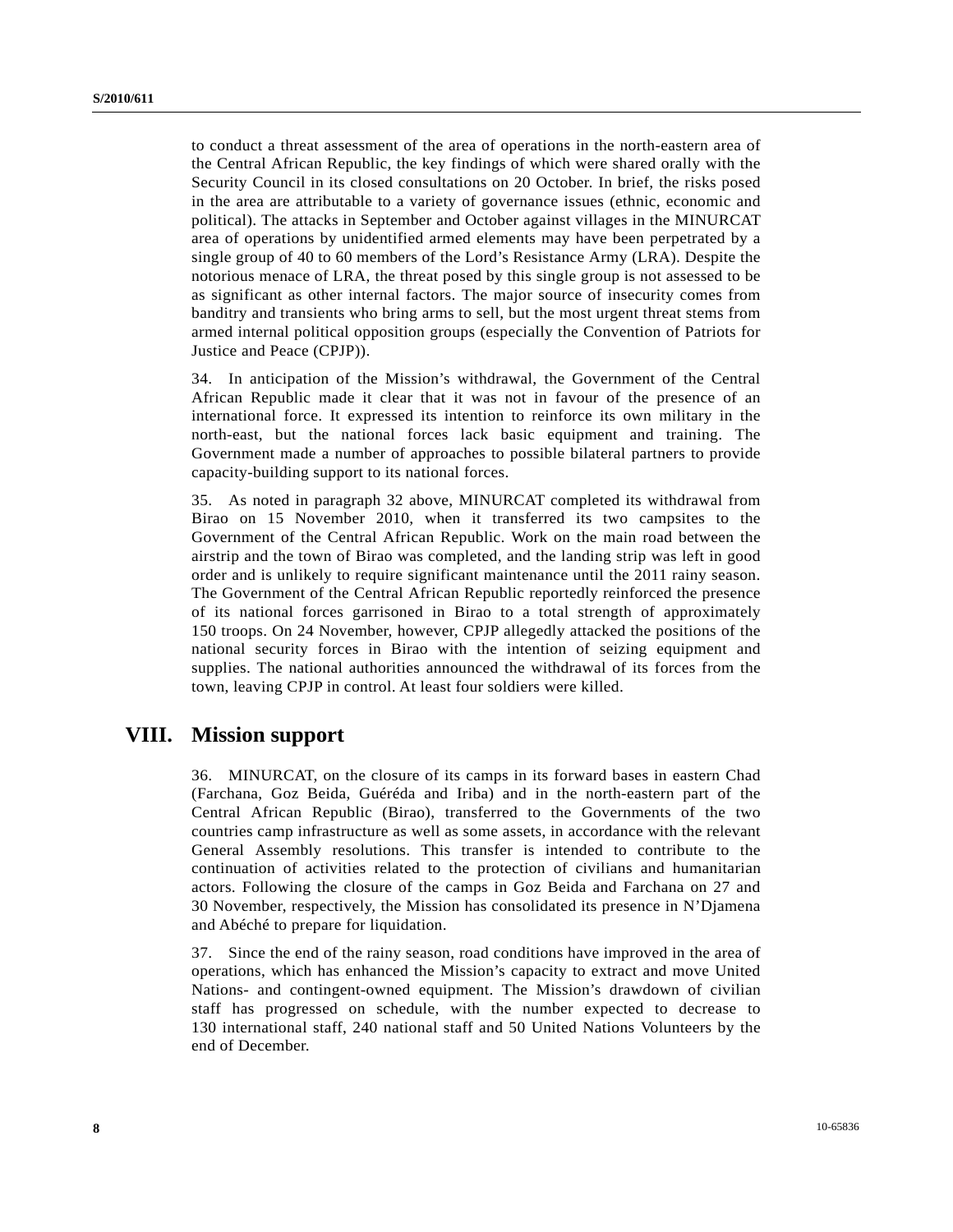to conduct a threat assessment of the area of operations in the north-eastern area of the Central African Republic, the key findings of which were shared orally with the Security Council in its closed consultations on 20 October. In brief, the risks posed in the area are attributable to a variety of governance issues (ethnic, economic and political). The attacks in September and October against villages in the MINURCAT area of operations by unidentified armed elements may have been perpetrated by a single group of 40 to 60 members of the Lord's Resistance Army (LRA). Despite the notorious menace of LRA, the threat posed by this single group is not assessed to be as significant as other internal factors. The major source of insecurity comes from banditry and transients who bring arms to sell, but the most urgent threat stems from armed internal political opposition groups (especially the Convention of Patriots for Justice and Peace (CPJP)).

34. In anticipation of the Mission's withdrawal, the Government of the Central African Republic made it clear that it was not in favour of the presence of an international force. It expressed its intention to reinforce its own military in the north-east, but the national forces lack basic equipment and training. The Government made a number of approaches to possible bilateral partners to provide capacity-building support to its national forces.

35. As noted in paragraph 32 above, MINURCAT completed its withdrawal from Birao on 15 November 2010, when it transferred its two campsites to the Government of the Central African Republic. Work on the main road between the airstrip and the town of Birao was completed, and the landing strip was left in good order and is unlikely to require significant maintenance until the 2011 rainy season. The Government of the Central African Republic reportedly reinforced the presence of its national forces garrisoned in Birao to a total strength of approximately 150 troops. On 24 November, however, CPJP allegedly attacked the positions of the national security forces in Birao with the intention of seizing equipment and supplies. The national authorities announced the withdrawal of its forces from the town, leaving CPJP in control. At least four soldiers were killed.

# VIII. Mission support

36. MINURCAT, on the closure of its camps in its forward bases in eastern Chad (Farchana, Goz Beida, Guéréda and Iriba) and in the north-eastern part of the Central African Republic (Birao), transferred to the Governments of the two countries camp infrastructure as well as some assets, in accordance with the relevant General Assembly resolutions. This transfer is intended to contribute to the continuation of activities related to the protection of civilians and humanitarian actors. Following the closure of the camps in Goz Beida and Farchana on 27 and 30 November, respectively, the Mission has consolidated its presence in N'Djamena and Abéché to prepare for liquidation.

37. Since the end of the rainy season, road conditions have improved in the area of operations, which has enhanced the Mission's capacity to extract and move United Nations- and contingent-owned equipment. The Mission's drawdown of civilian staff has progressed on schedule, with the number expected to decrease to 130 international staff, 240 national staff and 50 United Nations Volunteers by the end of December.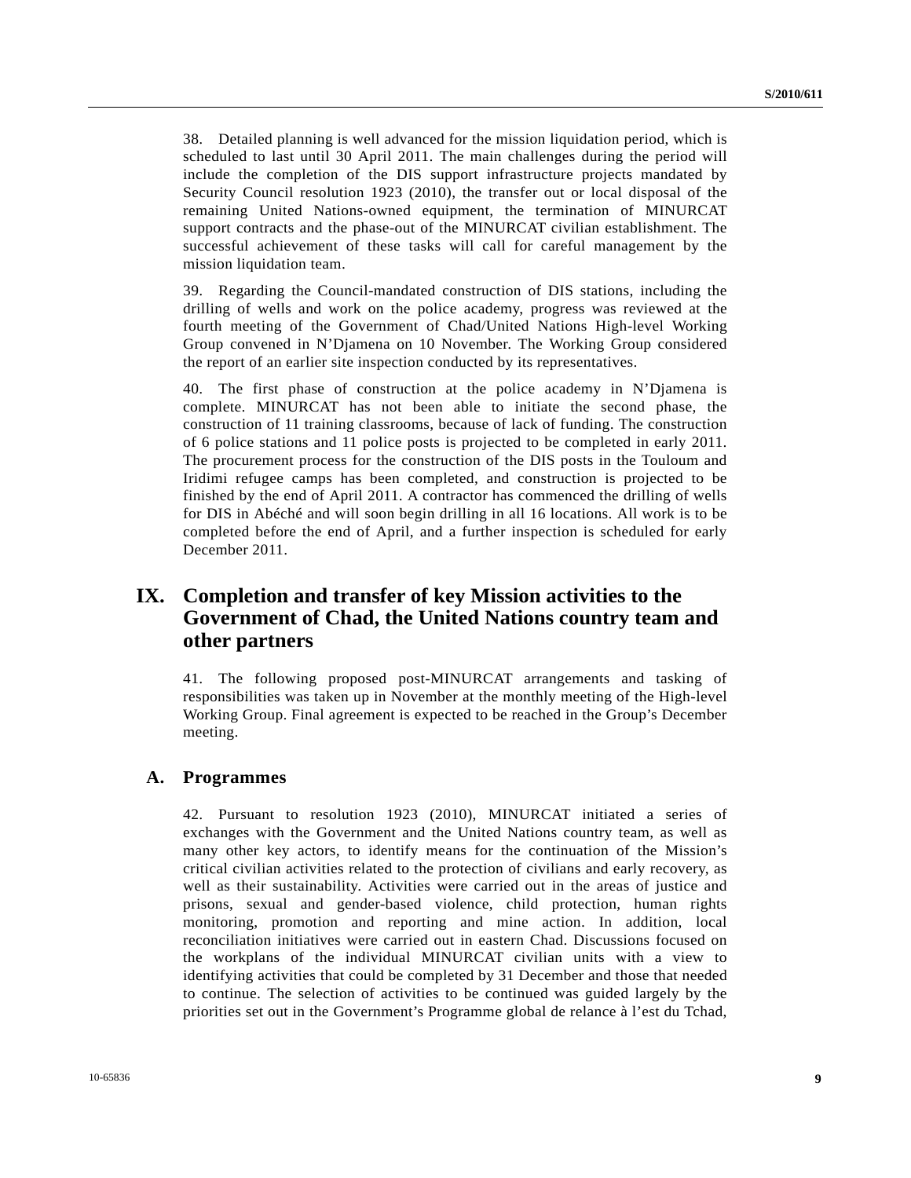38. Detailed planning is well advanced for the mission liquidation period, which is scheduled to last until 30 April 2011. The main challenges during the period will include the completion of the DIS support infrastructure projects mandated by Security Council resolution 1923 (2010), the transfer out or local disposal of the remaining United Nations-owned equipment, the termination of MINURCAT support contracts and the phase-out of the MINURCAT civilian establishment. The successful achievement of these tasks will call for careful management by the mission liquidation team.

39. Regarding the Council-mandated construction of DIS stations, including the drilling of wells and work on the police academy, progress was reviewed at the fourth meeting of the Government of Chad/United Nations High-level Working Group convened in N'Djamena on 10 November. The Working Group considered the report of an earlier site inspection conducted by its representatives.

40. The first phase of construction at the police academy in N'Djamena is complete. MINURCAT has not been able to initiate the second phase, the construction of 11 training classrooms, because of lack of funding. The construction of 6 police stations and 11 police posts is projected to be completed in early 2011. The procurement process for the construction of the DIS posts in the Touloum and Iridimi refugee camps has been completed, and construction is projected to be finished by the end of April 2011. A contractor has commenced the drilling of wells for DIS in Abéché and will soon begin drilling in all 16 locations. All work is to be completed before the end of April, and a further inspection is scheduled for early December 2011.

## IX. Completion and transfer of key Mission activities to the Government of Chad, the United Nations country team and other partners

41. The following proposed post-MINURCAT arrangements and tasking of responsibilities was taken up in November at the monthly meeting of the High-level Working Group. Final agreement is expected to be reached in the Group's December meeting.

### A. Programmes

42. Pursuant to resolution 1923 (2010), MINURCAT initiated a series of exchanges with the Government and the United Nations country team, as well as many other key actors, to identify means for the continuation of the Mission's critical civilian activities related to the protection of civilians and early recovery, as well as their sustainability. Activities were carried out in the areas of justice and prisons, sexual and gender-based violence, child protection, human rights monitoring, promotion and reporting and mine action. In addition, local reconciliation initiatives were carried out in eastern Chad. Discussions focused on the workplans of the individual MINURCAT civilian units with a view to identifying activities that could be completed by 31 December and those that needed to continue. The selection of activities to be continued was guided largely by the priorities set out in the Government's Programme global de relance à l'est du Tchad,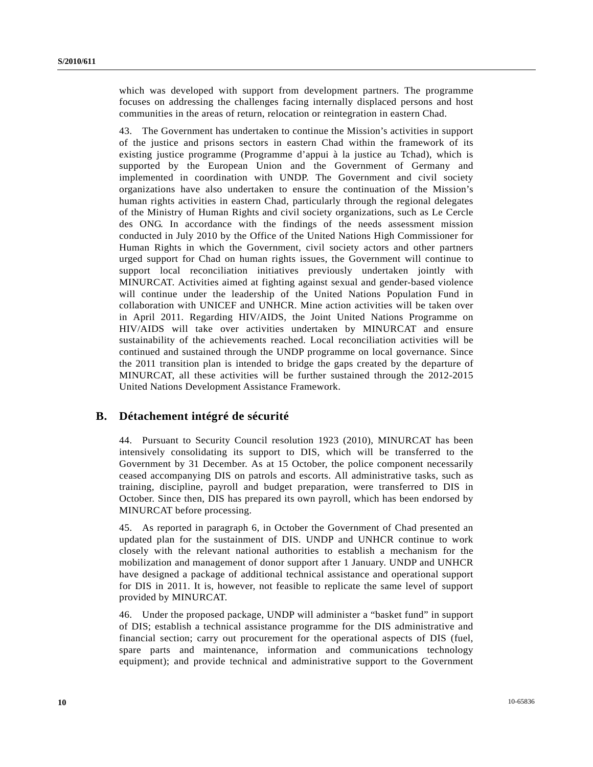which was developed with support from development partners. The programme focuses on addressing the challenges facing internally displaced persons and host communities in the areas of return, relocation or reintegration in eastern Chad.

43. The Government has undertaken to continue the Mission's activities in support of the justice and prisons sectors in eastern Chad within the framework of its existing justice programme (Programme d'appui à la justice au Tchad), which is supported by the European Union and the Government of Germany and implemented in coordination with UNDP. The Government and civil society organizations have also undertaken to ensure the continuation of the Mission's human rights activities in eastern Chad, particularly through the regional delegates of the Ministry of Human Rights and civil society organizations, such as Le Cercle des ONG. In accordance with the findings of the needs assessment mission conducted in July 2010 by the Office of the United Nations High Commissioner for Human Rights in which the Government, civil society actors and other partners urged support for Chad on human rights issues, the Government will continue to support local reconciliation initiatives previously undertaken jointly with MINURCAT. Activities aimed at fighting against sexual and gender-based violence will continue under the leadership of the United Nations Population Fund in collaboration with UNICEF and UNHCR. Mine action activities will be taken over in April 2011. Regarding HIV/AIDS, the Joint United Nations Programme on HIV/AIDS will take over activities undertaken by MINURCAT and ensure sustainability of the achievements reached. Local reconciliation activities will be continued and sustained through the UNDP programme on local governance. Since the 2011 transition plan is intended to bridge the gaps created by the departure of MINURCAT, all these activities will be further sustained through the 2012-2015 United Nations Development Assistance Framework.

## B. Détachement intégré de sécurité

44. Pursuant to Security Council resolution 1923 (2010), MINURCAT has been intensively consolidating its support to DIS, which will be transferred to the Government by 31 December. As at 15 October, the police component necessarily ceased accompanying DIS on patrols and escorts. All administrative tasks, such as training, discipline, payroll and budget preparation, were transferred to DIS in October. Since then, DIS has prepared its own payroll, which has been endorsed by MINURCAT before processing.

45. As reported in paragraph 6, in October the Government of Chad presented an updated plan for the sustainment of DIS. UNDP and UNHCR continue to work closely with the relevant national authorities to establish a mechanism for the mobilization and management of donor support after 1 January. UNDP and UNHCR have designed a package of additional technical assistance and operational support for DIS in 2011. It is, however, not feasible to replicate the same level of support provided by MINURCAT.

46. Under the proposed package, UNDP will administer a "basket fund" in support of DIS; establish a technical assistance programme for the DIS administrative and financial section; carry out procurement for the operational aspects of DIS (fuel, spare parts and maintenance, information and communications technology equipment); and provide technical and administrative support to the Government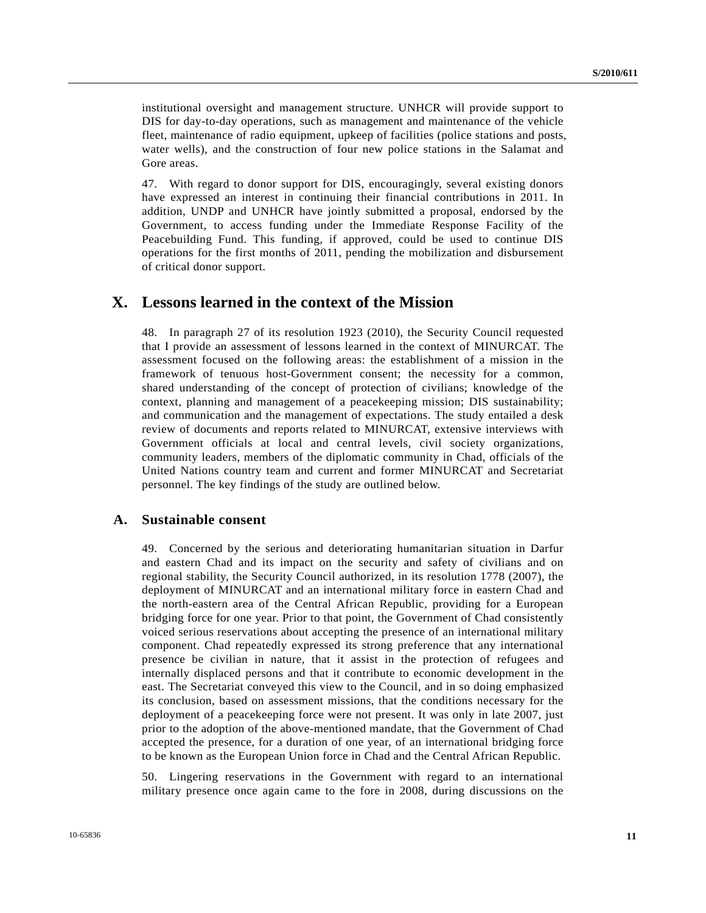institutional oversight and management structure. UNHCR will provide support to DIS for day-to-day operations, such as management and maintenance of the vehicle fleet, maintenance of radio equipment, upkeep of facilities (police stations and posts, water wells), and the construction of four new police stations in the Salamat and Gore areas.

47. With regard to donor support for DIS, encouragingly, several existing donors have expressed an interest in continuing their financial contributions in 2011. In addition, UNDP and UNHCR have jointly submitted a proposal, endorsed by the Government, to access funding under the Immediate Response Facility of the Peacebuilding Fund. This funding, if approved, could be used to continue DIS operations for the first months of 2011, pending the mobilization and disbursement of critical donor support.

# X. Lessons learned in the context of the Mission

48. In paragraph 27 of its resolution 1923 (2010), the Security Council requested that I provide an assessment of lessons learned in the context of MINURCAT. The assessment focused on the following areas: the establishment of a mission in the framework of tenuous host-Government consent; the necessity for a common, shared understanding of the concept of protection of civilians; knowledge of the context, planning and management of a peacekeeping mission; DIS sustainability; and communication and the management of expectations. The study entailed a desk review of documents and reports related to MINURCAT, extensive interviews with Government officials at local and central levels, civil society organizations, community leaders, members of the diplomatic community in Chad, officials of the United Nations country team and current and former MINURCAT and Secretariat personnel. The key findings of the study are outlined below.

## A. Sustainable consent

49. Concerned by the serious and deteriorating humanitarian situation in Darfur and eastern Chad and its impact on the security and safety of civilians and on regional stability, the Security Council authorized, in its resolution 1778 (2007), the deployment of MINURCAT and an international military force in eastern Chad and the north-eastern area of the Central African Republic, providing for a European bridging force for one year. Prior to that point, the Government of Chad consistently voiced serious reservations about accepting the presence of an international military component. Chad repeatedly expressed its strong preference that any international presence be civilian in nature, that it assist in the protection of refugees and internally displaced persons and that it contribute to economic development in the east. The Secretariat conveyed this view to the Council, and in so doing emphasized its conclusion, based on assessment missions, that the conditions necessary for the deployment of a peacekeeping force were not present. It was only in late 2007, just prior to the adoption of the above-mentioned mandate, that the Government of Chad accepted the presence, for a duration of one year, of an international bridging force to be known as the European Union force in Chad and the Central African Republic.

50. Lingering reservations in the Government with regard to an international military presence once again came to the fore in 2008, during discussions on the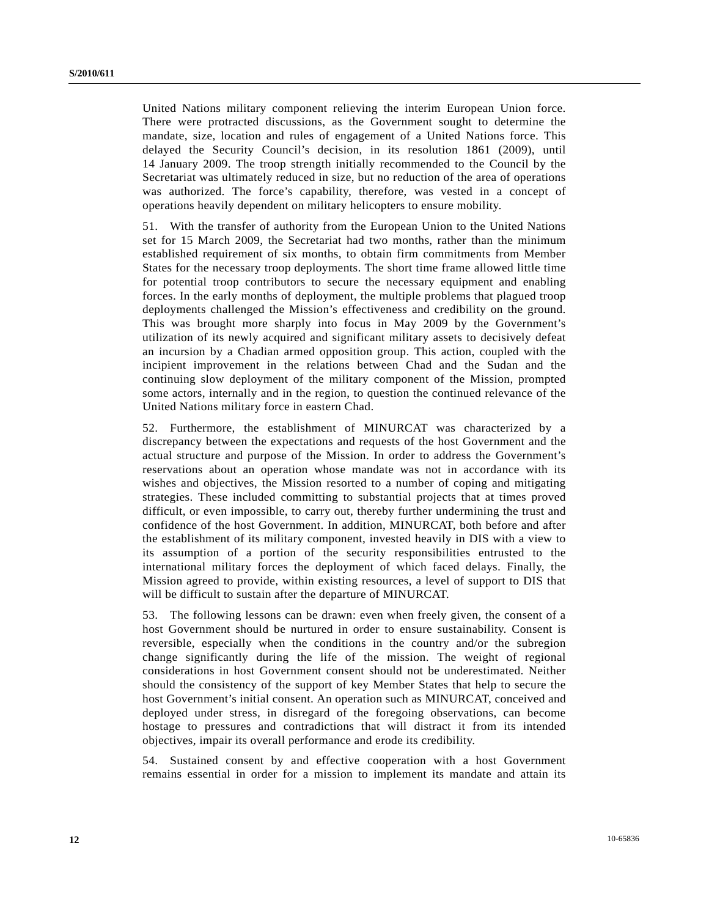United Nations military component relieving the interim European Union force. There were protracted discussions, as the Government sought to determine the mandate, size, location and rules of engagement of a United Nations force. This delayed the Security Council's decision, in its resolution 1861 (2009), until 14 January 2009. The troop strength initially recommended to the Council by the Secretariat was ultimately reduced in size, but no reduction of the area of operations was authorized. The force's capability, therefore, was vested in a concept of operations heavily dependent on military helicopters to ensure mobility.

51. With the transfer of authority from the European Union to the United Nations set for 15 March 2009, the Secretariat had two months, rather than the minimum established requirement of six months, to obtain firm commitments from Member States for the necessary troop deployments. The short time frame allowed little time for potential troop contributors to secure the necessary equipment and enabling forces. In the early months of deployment, the multiple problems that plagued troop deployments challenged the Mission's effectiveness and credibility on the ground. This was brought more sharply into focus in May 2009 by the Government's utilization of its newly acquired and significant military assets to decisively defeat an incursion by a Chadian armed opposition group. This action, coupled with the incipient improvement in the relations between Chad and the Sudan and the continuing slow deployment of the military component of the Mission, prompted some actors, internally and in the region, to question the continued relevance of the United Nations military force in eastern Chad.

52. Furthermore, the establishment of MINURCAT was characterized by a discrepancy between the expectations and requests of the host Government and the actual structure and purpose of the Mission. In order to address the Government's reservations about an operation whose mandate was not in accordance with its wishes and objectives, the Mission resorted to a number of coping and mitigating strategies. These included committing to substantial projects that at times proved difficult, or even impossible, to carry out, thereby further undermining the trust and confidence of the host Government. In addition, MINURCAT, both before and after the establishment of its military component, invested heavily in DIS with a view to its assumption of a portion of the security responsibilities entrusted to the international military forces the deployment of which faced delays. Finally, the Mission agreed to provide, within existing resources, a level of support to DIS that will be difficult to sustain after the departure of MINURCAT.

53. The following lessons can be drawn: even when freely given, the consent of a host Government should be nurtured in order to ensure sustainability. Consent is reversible, especially when the conditions in the country and/or the subregion change significantly during the life of the mission. The weight of regional considerations in host Government consent should not be underestimated. Neither should the consistency of the support of key Member States that help to secure the host Government's initial consent. An operation such as MINURCAT, conceived and deployed under stress, in disregard of the foregoing observations, can become hostage to pressures and contradictions that will distract it from its intended objectives, impair its overall performance and erode its credibility.

54. Sustained consent by and effective cooperation with a host Government remains essential in order for a mission to implement its mandate and attain its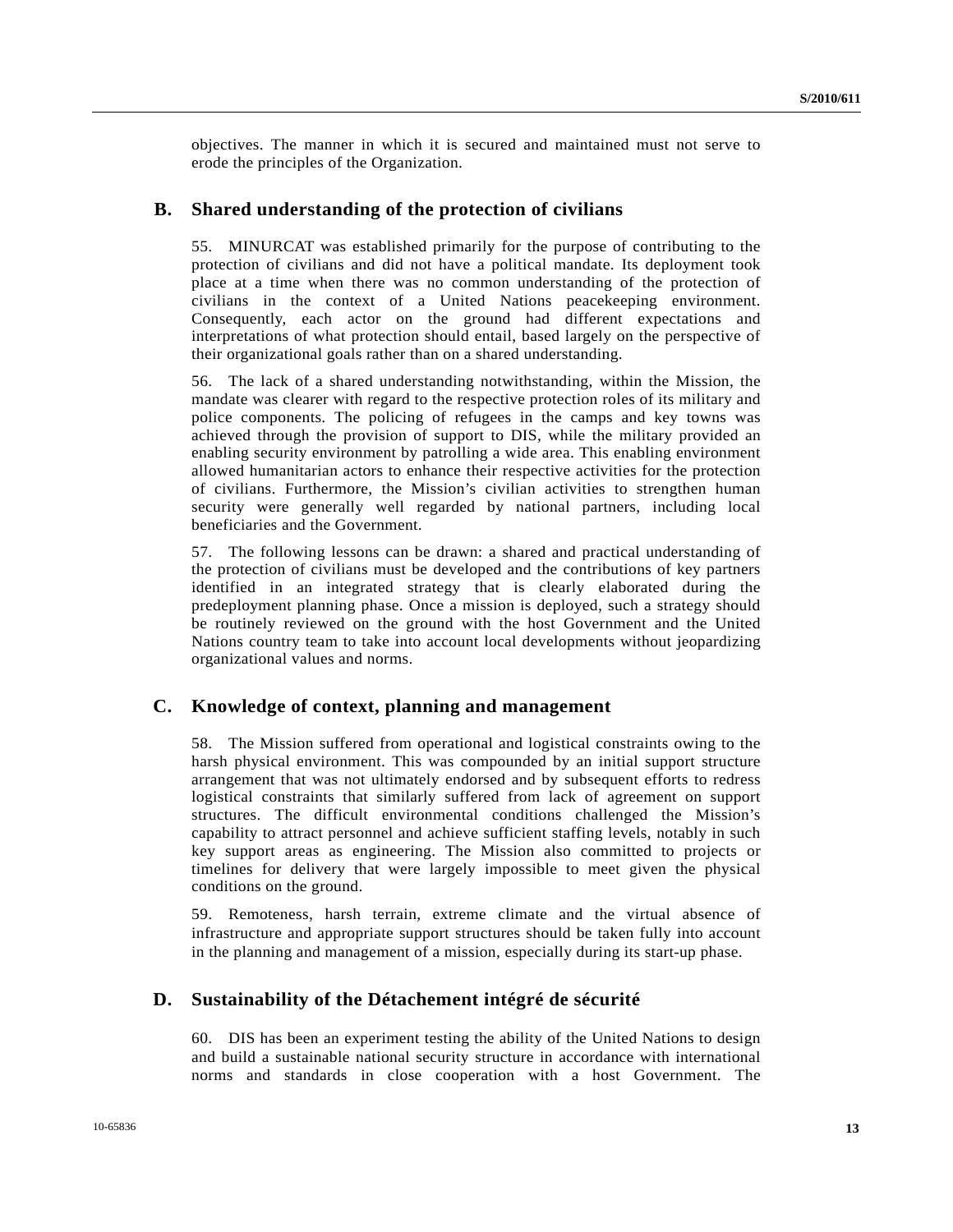objectives. The manner in which it is secured and maintained must not serve to erode the principles of the Organization.

## B. Shared understanding of the protection of civilians

55. MINURCAT was established primarily for the purpose of contributing to the protection of civilians and did not have a political mandate. Its deployment took place at a time when there was no common understanding of the protection of civilians in the context of a United Nations peacekeeping environment. Consequently, each actor on the ground had different expectations and interpretations of what protection should entail, based largely on the perspective of their organizational goals rather than on a shared understanding.

56. The lack of a shared understanding notwithstanding, within the Mission, the mandate was clearer with regard to the respective protection roles of its military and police components. The policing of refugees in the camps and key towns was achieved through the provision of support to DIS, while the military provided an enabling security environment by patrolling a wide area. This enabling environment allowed humanitarian actors to enhance their respective activities for the protection of civilians. Furthermore, the Mission's civilian activities to strengthen human security were generally well regarded by national partners, including local beneficiaries and the Government.

57. The following lessons can be drawn: a shared and practical understanding of the protection of civilians must be developed and the contributions of key partners identified in an integrated strategy that is clearly elaborated during the predeployment planning phase. Once a mission is deployed, such a strategy should be routinely reviewed on the ground with the host Government and the United Nations country team to take into account local developments without jeopardizing organizational values and norms.

## C. Knowledge of context, planning and management

58. The Mission suffered from operational and logistical constraints owing to the harsh physical environment. This was compounded by an initial support structure arrangement that was not ultimately endorsed and by subsequent efforts to redress logistical constraints that similarly suffered from lack of agreement on support structures. The difficult environmental conditions challenged the Mission's capability to attract personnel and achieve sufficient staffing levels, notably in such key support areas as engineering. The Mission also committed to projects or timelines for delivery that were largely impossible to meet given the physical conditions on the ground.

59. Remoteness, harsh terrain, extreme climate and the virtual absence of infrastructure and appropriate support structures should be taken fully into account in the planning and management of a mission, especially during its start-up phase.

## D. Sustainability of the Détachement intégré de sécurité

60. DIS has been an experiment testing the ability of the United Nations to design and build a sustainable national security structure in accordance with international norms and standards in close cooperation with a host Government. The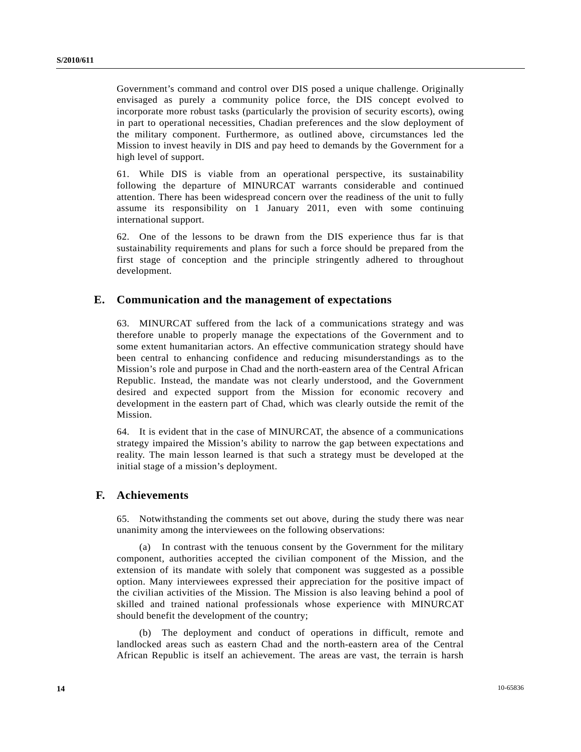Government's command and control over DIS posed a unique challenge. Originally envisaged as purely a community police force, the DIS concept evolved to incorporate more robust tasks (particularly the provision of security escorts), owing in part to operational necessities, Chadian preferences and the slow deployment of the military component. Furthermore, as outlined above, circumstances led the Mission to invest heavily in DIS and pay heed to demands by the Government for a high level of support.

61. While DIS is viable from an operational perspective, its sustainability following the departure of MINURCAT warrants considerable and continued attention. There has been widespread concern over the readiness of the unit to fully assume its responsibility on 1 January 2011, even with some continuing international support.

62. One of the lessons to be drawn from the DIS experience thus far is that sustainability requirements and plans for such a force should be prepared from the first stage of conception and the principle stringently adhered to throughout development.

## E. Communication and the management of expectations

63. MINURCAT suffered from the lack of a communications strategy and was therefore unable to properly manage the expectations of the Government and to some extent humanitarian actors. An effective communication strategy should have been central to enhancing confidence and reducing misunderstandings as to the Mission's role and purpose in Chad and the north-eastern area of the Central African Republic. Instead, the mandate was not clearly understood, and the Government desired and expected support from the Mission for economic recovery and development in the eastern part of Chad, which was clearly outside the remit of the Mission.

64. It is evident that in the case of MINURCAT, the absence of a communications strategy impaired the Mission's ability to narrow the gap between expectations and reality. The main lesson learned is that such a strategy must be developed at the initial stage of a mission's deployment.

## F. Achievements

65. Notwithstanding the comments set out above, during the study there was near unanimity among the interviewees on the following observations:

(a) In contrast with the tenuous consent by the Government for the military component, authorities accepted the civilian component of the Mission, and the extension of its mandate with solely that component was suggested as a possible option. Many interviewees expressed their appreciation for the positive impact of the civilian activities of the Mission. The Mission is also leaving behind a pool of skilled and trained national professionals whose experience with MINURCAT should benefit the development of the country;

(b) The deployment and conduct of operations in difficult, remote and landlocked areas such as eastern Chad and the north-eastern area of the Central African Republic is itself an achievement. The areas are vast, the terrain is harsh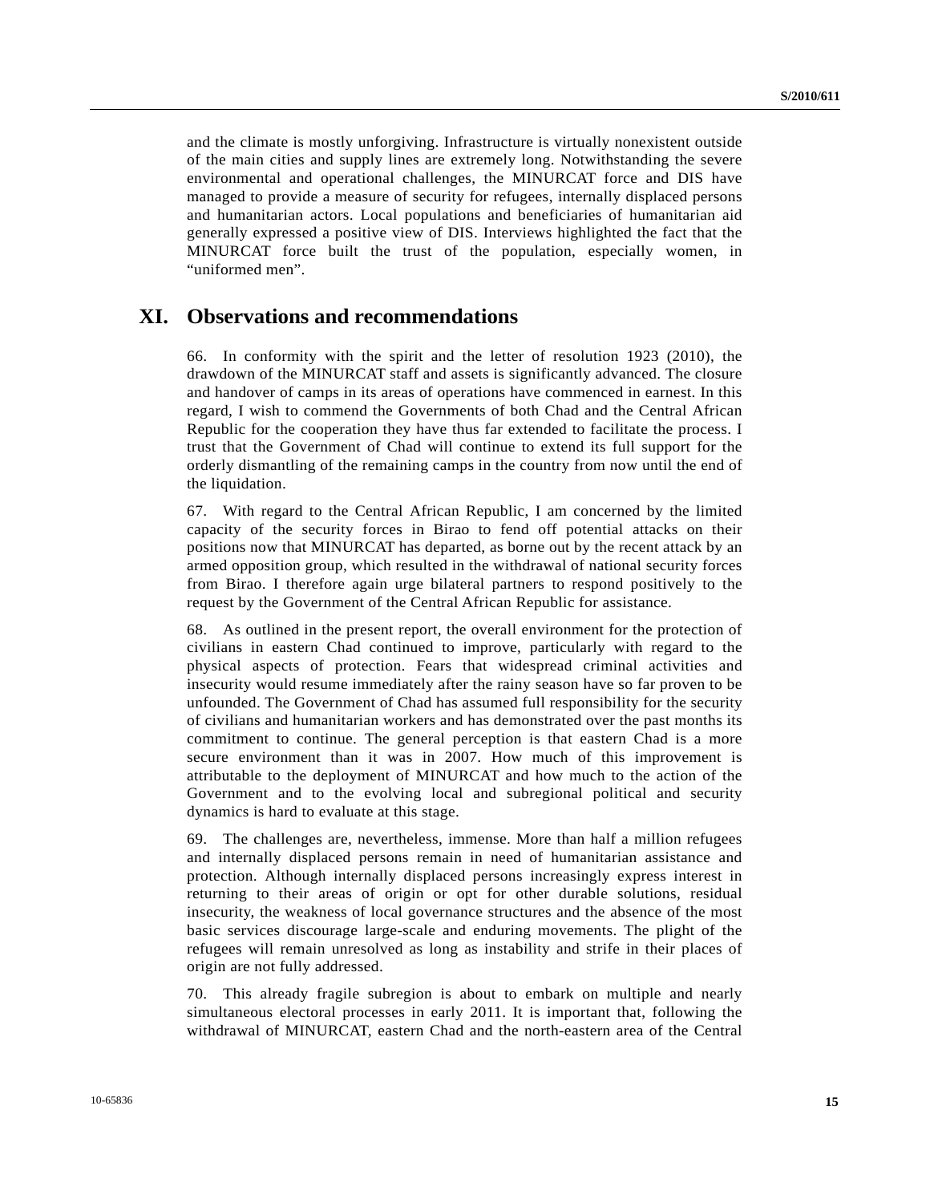and the climate is mostly unforgiving. Infrastructure is virtually nonexistent outside of the main cities and supply lines are extremely long. Notwithstanding the severe environmental and operational challenges, the MINURCAT force and DIS have managed to provide a measure of security for refugees, internally displaced persons and humanitarian actors. Local populations and beneficiaries of humanitarian aid generally expressed a positive view of DIS. Interviews highlighted the fact that the MINURCAT force built the trust of the population, especially women, in "uniformed men".

## XI. Observations and recommendations

66. In conformity with the spirit and the letter of resolution 1923 (2010), the drawdown of the MINURCAT staff and assets is significantly advanced. The closure and handover of camps in its areas of operations have commenced in earnest. In this regard, I wish to commend the Governments of both Chad and the Central African Republic for the cooperation they have thus far extended to facilitate the process. I trust that the Government of Chad will continue to extend its full support for the orderly dismantling of the remaining camps in the country from now until the end of the liquidation.

67. With regard to the Central African Republic, I am concerned by the limited capacity of the security forces in Birao to fend off potential attacks on their positions now that MINURCAT has departed, as borne out by the recent attack by an armed opposition group, which resulted in the withdrawal of national security forces from Birao. I therefore again urge bilateral partners to respond positively to the request by the Government of the Central African Republic for assistance.

68. As outlined in the present report, the overall environment for the protection of civilians in eastern Chad continued to improve, particularly with regard to the physical aspects of protection. Fears that widespread criminal activities and insecurity would resume immediately after the rainy season have so far proven to be unfounded. The Government of Chad has assumed full responsibility for the security of civilians and humanitarian workers and has demonstrated over the past months its commitment to continue. The general perception is that eastern Chad is a more secure environment than it was in 2007. How much of this improvement is attributable to the deployment of MINURCAT and how much to the action of the Government and to the evolving local and subregional political and security dynamics is hard to evaluate at this stage.

69. The challenges are, nevertheless, immense. More than half a million refugees and internally displaced persons remain in need of humanitarian assistance and protection. Although internally displaced persons increasingly express interest in returning to their areas of origin or opt for other durable solutions, residual insecurity, the weakness of local governance structures and the absence of the most basic services discourage large-scale and enduring movements. The plight of the refugees will remain unresolved as long as instability and strife in their places of origin are not fully addressed.

70. This already fragile subregion is about to embark on multiple and nearly simultaneous electoral processes in early 2011. It is important that, following the withdrawal of MINURCAT, eastern Chad and the north-eastern area of the Central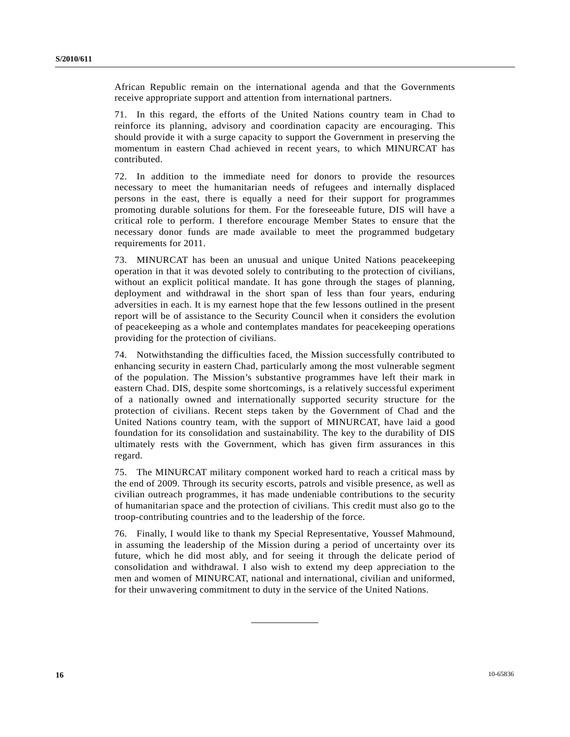African Republic remain on the international agenda and that the Governments receive appropriate support and attention from international partners.

71. In this regard, the efforts of the United Nations country team in Chad to reinforce its planning, advisory and coordination capacity are encouraging. This should provide it with a surge capacity to support the Government in preserving the momentum in eastern Chad achieved in recent years, to which MINURCAT has contributed.

72. In addition to the immediate need for donors to provide the resources necessary to meet the humanitarian needs of refugees and internally displaced persons in the east, there is equally a need for their support for programmes promoting durable solutions for them. For the foreseeable future, DIS will have a critical role to perform. I therefore encourage Member States to ensure that the necessary donor funds are made available to meet the programmed budgetary requirements for 2011.

73. MINURCAT has been an unusual and unique United Nations peacekeeping operation in that it was devoted solely to contributing to the protection of civilians, without an explicit political mandate. It has gone through the stages of planning, deployment and withdrawal in the short span of less than four years, enduring adversities in each. It is my earnest hope that the few lessons outlined in the present report will be of assistance to the Security Council when it considers the evolution of peacekeeping as a whole and contemplates mandates for peacekeeping operations providing for the protection of civilians.

74. Notwithstanding the difficulties faced, the Mission successfully contributed to enhancing security in eastern Chad, particularly among the most vulnerable segment of the population. The Mission's substantive programmes have left their mark in eastern Chad. DIS, despite some shortcomings, is a relatively successful experiment of a nationally owned and internationally supported security structure for the protection of civilians. Recent steps taken by the Government of Chad and the United Nations country team, with the support of MINURCAT, have laid a good foundation for its consolidation and sustainability. The key to the durability of DIS ultimately rests with the Government, which has given firm assurances in this regard.

75. The MINURCAT military component worked hard to reach a critical mass by the end of 2009. Through its security escorts, patrols and visible presence, as well as civilian outreach programmes, it has made undeniable contributions to the security of humanitarian space and the protection of civilians. This credit must also go to the troop-contributing countries and to the leadership of the force.

76. Finally, I would like to thank my Special Representative, Youssef Mahmound, in assuming the leadership of the Mission during a period of uncertainty over its future, which he did most ably, and for seeing it through the delicate period of consolidation and withdrawal. I also wish to extend my deep appreciation to the men and women of MINURCAT, national and international, civilian and uniformed, for their unwavering commitment to duty in the service of the United Nations.